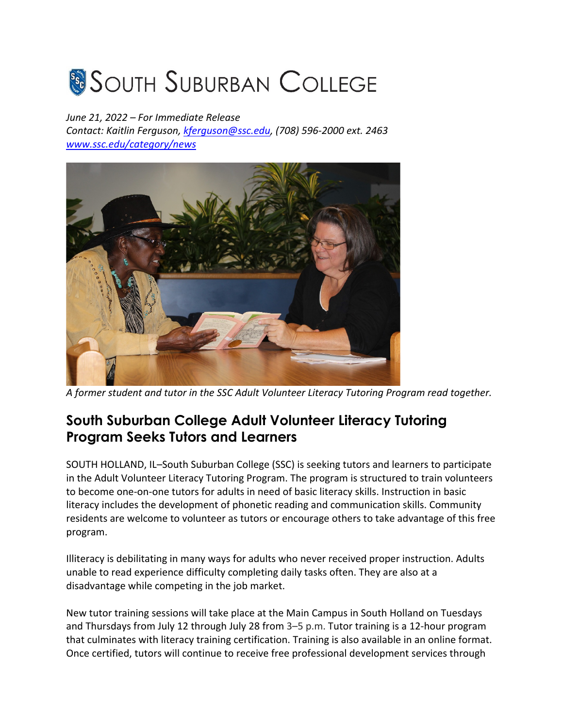South Suburban College

*June 21, 2022 – For Immediate Release*
*Contact: Kaitlin Ferguson, kferguson@ssc.edu, (708) 596-2000 ext. 2463*
*www.ssc.edu/category/news*

*A former student and tutor in the SSC Adult Volunteer Literacy Tutoring Program read together.*

## South Suburban College Adult Volunteer Literacy Tutoring Program Seeks Tutors and Learners

SOUTH HOLLAND, IL–South Suburban College (SSC) is seeking tutors and learners to participate in the Adult Volunteer Literacy Tutoring Program. The program is structured to train volunteers to become one-on-one tutors for adults in need of basic literacy skills. Instruction in basic literacy includes the development of phonetic reading and communication skills. Community residents are welcome to volunteer as tutors or encourage others to take advantage of this free program.

Illiteracy is debilitating in many ways for adults who never received proper instruction. Adults unable to read experience difficulty completing daily tasks often. They are also at a disadvantage while competing in the job market.

New tutor training sessions will take place at the Main Campus in South Holland on Tuesdays and Thursdays from July 12 through July 28 from 3–5 p.m. Tutor training is a 12-hour program that culminates with literacy training certification. Training is also available in an online format. Once certified, tutors will continue to receive free professional development services through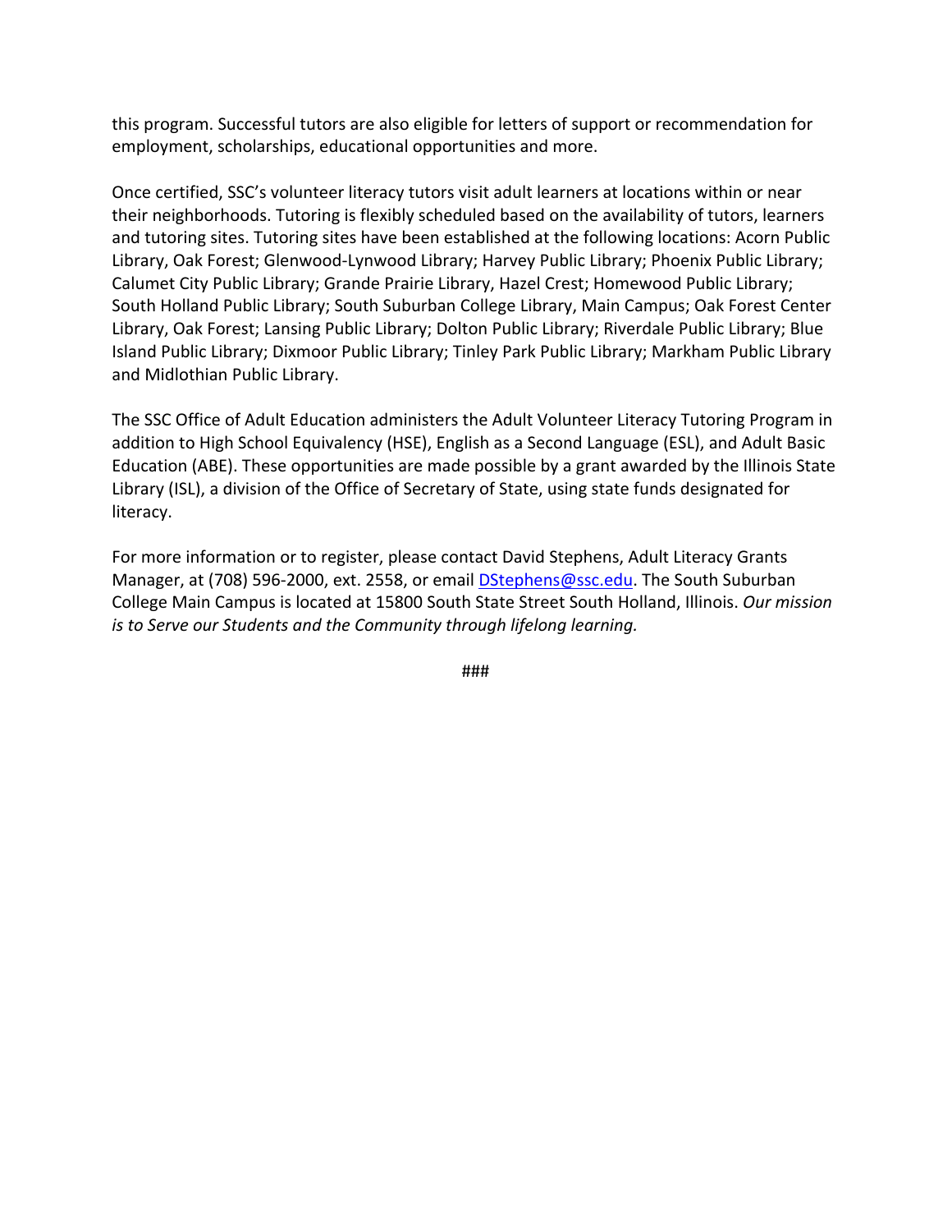this program. Successful tutors are also eligible for letters of support or recommendation for employment, scholarships, educational opportunities and more.

Once certified, SSC's volunteer literacy tutors visit adult learners at locations within or near their neighborhoods. Tutoring is flexibly scheduled based on the availability of tutors, learners and tutoring sites. Tutoring sites have been established at the following locations: Acorn Public Library, Oak Forest; Glenwood-Lynwood Library; Harvey Public Library; Phoenix Public Library; Calumet City Public Library; Grande Prairie Library, Hazel Crest; Homewood Public Library; South Holland Public Library; South Suburban College Library, Main Campus; Oak Forest Center Library, Oak Forest; Lansing Public Library; Dolton Public Library; Riverdale Public Library; Blue Island Public Library; Dixmoor Public Library; Tinley Park Public Library; Markham Public Library and Midlothian Public Library.

The SSC Office of Adult Education administers the Adult Volunteer Literacy Tutoring Program in addition to High School Equivalency (HSE), English as a Second Language (ESL), and Adult Basic Education (ABE). These opportunities are made possible by a grant awarded by the Illinois State Library (ISL), a division of the Office of Secretary of State, using state funds designated for literacy.

For more information or to register, please contact David Stephens, Adult Literacy Grants Manager, at (708) 596-2000, ext. 2558, or email DStephens@ssc.edu. The South Suburban College Main Campus is located at 15800 South State Street South Holland, Illinois. *Our mission is to Serve our Students and the Community through lifelong learning.*

###